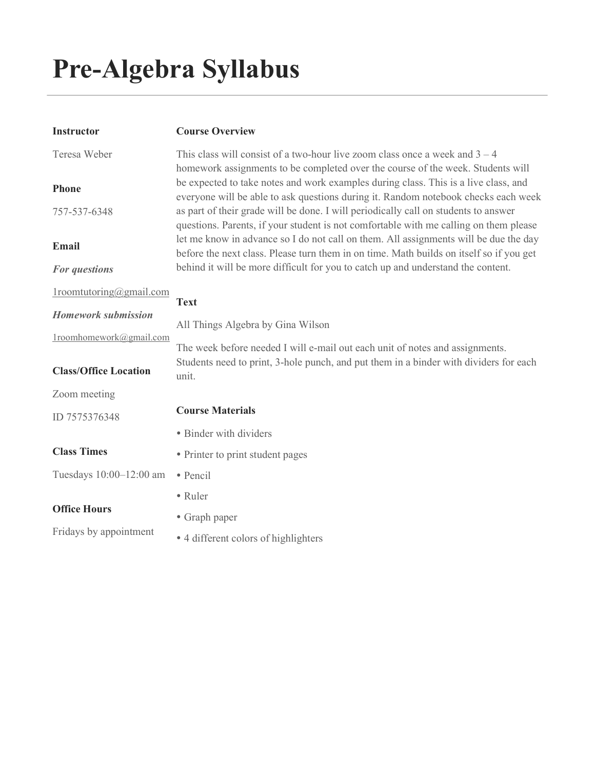# Pre-Algebra Syllabus

**Instructor**

Teresa Weber

**Phone**

757-537-6348

**Email**

***For questions***

1roomtutoring@gmail.com

***Homework submission***

1roomhomework@gmail.com

**Class/Office Location**

Zoom meeting

ID 7575376348

**Class Times**

Tuesdays 10:00–12:00 am

**Office Hours**

Fridays by appointment

**Course Overview**

This class will consist of a two-hour live zoom class once a week and 3 – 4 homework assignments to be completed over the course of the week. Students will be expected to take notes and work examples during class. This is a live class, and everyone will be able to ask questions during it. Random notebook checks each week as part of their grade will be done. I will periodically call on students to answer questions. Parents, if your student is not comfortable with me calling on them please let me know in advance so I do not call on them. All assignments will be due the day before the next class. Please turn them in on time. Math builds on itself so if you get behind it will be more difficult for you to catch up and understand the content.

**Text**

All Things Algebra by Gina Wilson

The week before needed I will e-mail out each unit of notes and assignments. Students need to print, 3-hole punch, and put them in a binder with dividers for each unit.

**Course Materials**

- Binder with dividers
- Printer to print student pages
- Pencil
- Ruler
- Graph paper
- 4 different colors of highlighters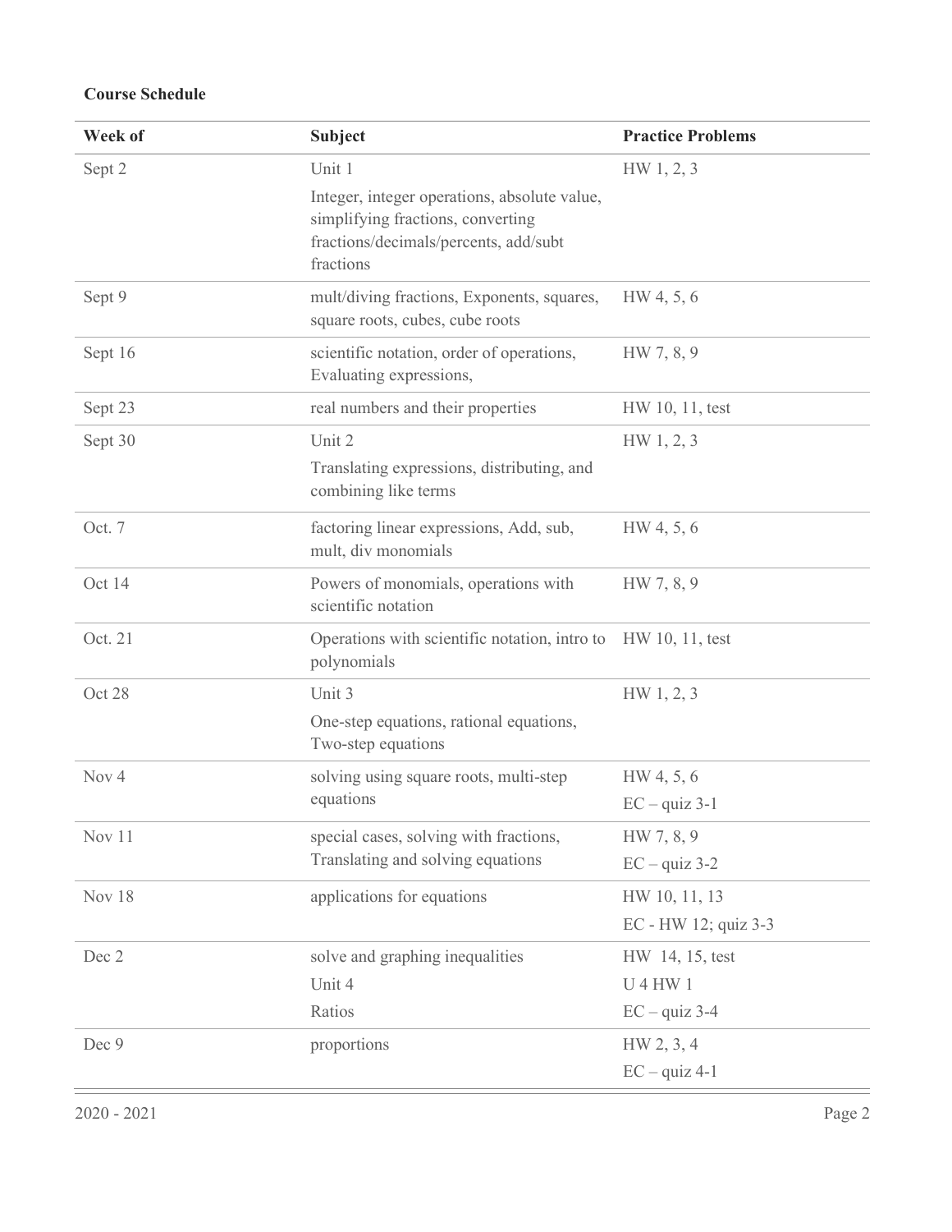**Course Schedule**

| Week of | Subject | Practice Problems |
|---|---|---|
| Sept 2 | Unit 1<br>Integer, integer operations, absolute value, simplifying fractions, converting fractions/decimals/percents, add/subt fractions | HW 1, 2, 3 |
| Sept 9 | mult/diving fractions, Exponents, squares, square roots, cubes, cube roots | HW 4, 5, 6 |
| Sept 16 | scientific notation, order of operations, Evaluating expressions, | HW 7, 8, 9 |
| Sept 23 | real numbers and their properties | HW 10, 11, test |
| Sept 30 | Unit 2<br>Translating expressions, distributing, and combining like terms | HW 1, 2, 3 |
| Oct. 7 | factoring linear expressions, Add, sub, mult, div monomials | HW 4, 5, 6 |
| Oct 14 | Powers of monomials, operations with scientific notation | HW 7, 8, 9 |
| Oct. 21 | Operations with scientific notation, intro to polynomials | HW 10, 11, test |
| Oct 28 | Unit 3<br>One-step equations, rational equations, Two-step equations | HW 1, 2, 3 |
| Nov 4 | solving using square roots, multi-step equations | HW 4, 5, 6<br>EC – quiz 3-1 |
| Nov 11 | special cases, solving with fractions, Translating and solving equations | HW 7, 8, 9<br>EC – quiz 3-2 |
| Nov 18 | applications for equations | HW 10, 11, 13<br>EC - HW 12; quiz 3-3 |
| Dec 2 | solve and graphing inequalities<br>Unit 4<br>Ratios | HW 14, 15, test<br>U 4 HW 1<br>EC – quiz 3-4 |
| Dec 9 | proportions | HW 2, 3, 4<br>EC – quiz 4-1 |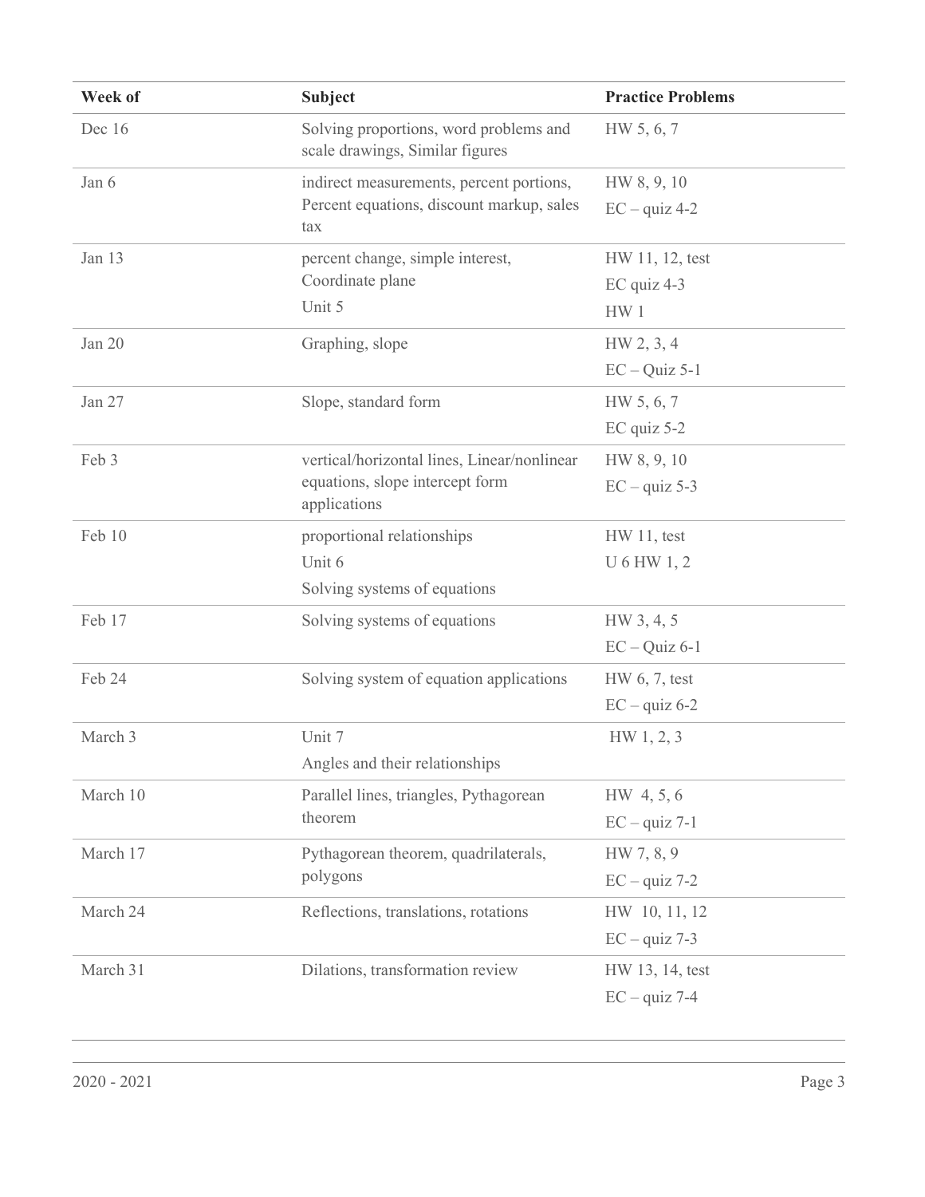| Week of | Subject | Practice Problems |
|---|---|---|
| Dec 16 | Solving proportions, word problems and scale drawings, Similar figures | HW 5, 6, 7 |
| Jan 6 | indirect measurements, percent portions, Percent equations, discount markup, sales tax | HW 8, 9, 10<br>EC – quiz 4-2 |
| Jan 13 | percent change, simple interest, Coordinate plane<br>Unit 5 | HW 11, 12, test<br>EC quiz 4-3<br>HW 1 |
| Jan 20 | Graphing, slope | HW 2, 3, 4<br>EC – Quiz 5-1 |
| Jan 27 | Slope, standard form | HW 5, 6, 7<br>EC quiz 5-2 |
| Feb 3 | vertical/horizontal lines, Linear/nonlinear equations, slope intercept form applications | HW 8, 9, 10<br>EC – quiz 5-3 |
| Feb 10 | proportional relationships<br>Unit 6<br>Solving systems of equations | HW 11, test<br>U 6 HW 1, 2 |
| Feb 17 | Solving systems of equations | HW 3, 4, 5<br>EC – Quiz 6-1 |
| Feb 24 | Solving system of equation applications | HW 6, 7, test<br>EC – quiz 6-2 |
| March 3 | Unit 7<br>Angles and their relationships | HW 1, 2, 3 |
| March 10 | Parallel lines, triangles, Pythagorean theorem | HW 4, 5, 6<br>EC – quiz 7-1 |
| March 17 | Pythagorean theorem, quadrilaterals, polygons | HW 7, 8, 9<br>EC – quiz 7-2 |
| March 24 | Reflections, translations, rotations | HW 10, 11, 12<br>EC – quiz 7-3 |
| March 31 | Dilations, transformation review | HW 13, 14, test<br>EC – quiz 7-4 |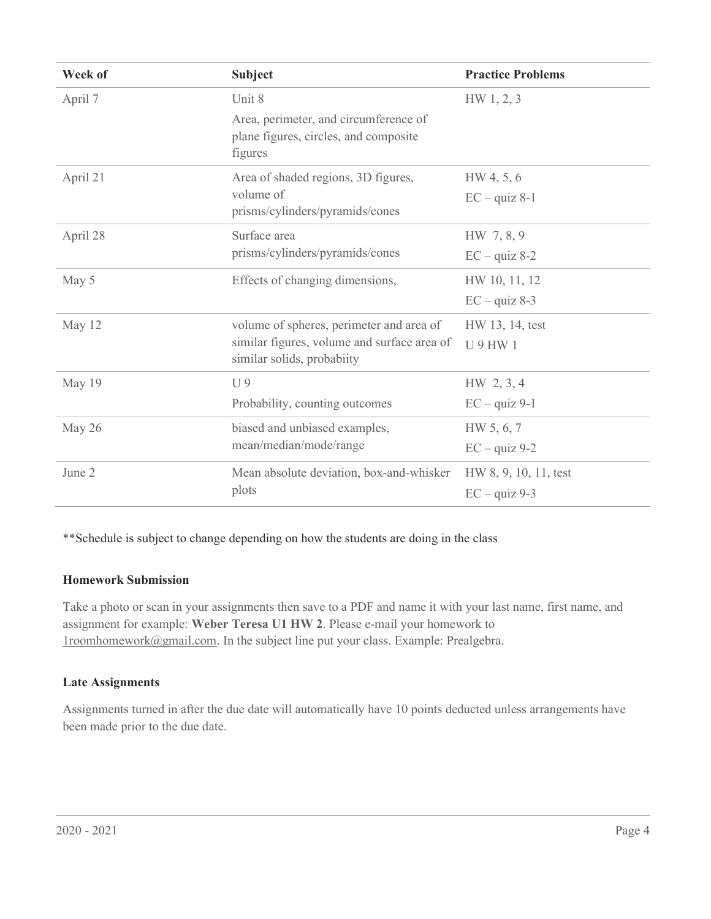| Week of | Subject | Practice Problems |
| --- | --- | --- |
| April 7 | Unit 8<br>Area, perimeter, and circumference of plane figures, circles, and composite figures | HW 1, 2, 3 |
| April 21 | Area of shaded regions, 3D figures, volume of prisms/cylinders/pyramids/cones | HW 4, 5, 6<br>EC – quiz 8-1 |
| April 28 | Surface area prisms/cylinders/pyramids/cones | HW 7, 8, 9<br>EC – quiz 8-2 |
| May 5 | Effects of changing dimensions, | HW 10, 11, 12<br>EC – quiz 8-3 |
| May 12 | volume of spheres, perimeter and area of similar figures, volume and surface area of similar solids, probabiity | HW 13, 14, test<br>U 9 HW 1 |
| May 19 | U 9<br>Probability, counting outcomes | HW 2, 3, 4<br>EC – quiz 9-1 |
| May 26 | biased and unbiased examples, mean/median/mode/range | HW 5, 6, 7<br>EC – quiz 9-2 |
| June 2 | Mean absolute deviation, box-and-whisker plots | HW 8, 9, 10, 11, test<br>EC – quiz 9-3 |

**Schedule is subject to change depending on how the students are doing in the class

### Homework Submission

Take a photo or scan in your assignments then save to a PDF and name it with your last name, first name, and assignment for example: **Weber Teresa U1 HW 2**. Please e-mail your homework to 1roomhomework@gmail.com. In the subject line put your class. Example: Prealgebra.

### Late Assignments

Assignments turned in after the due date will automatically have 10 points deducted unless arrangements have been made prior to the due date.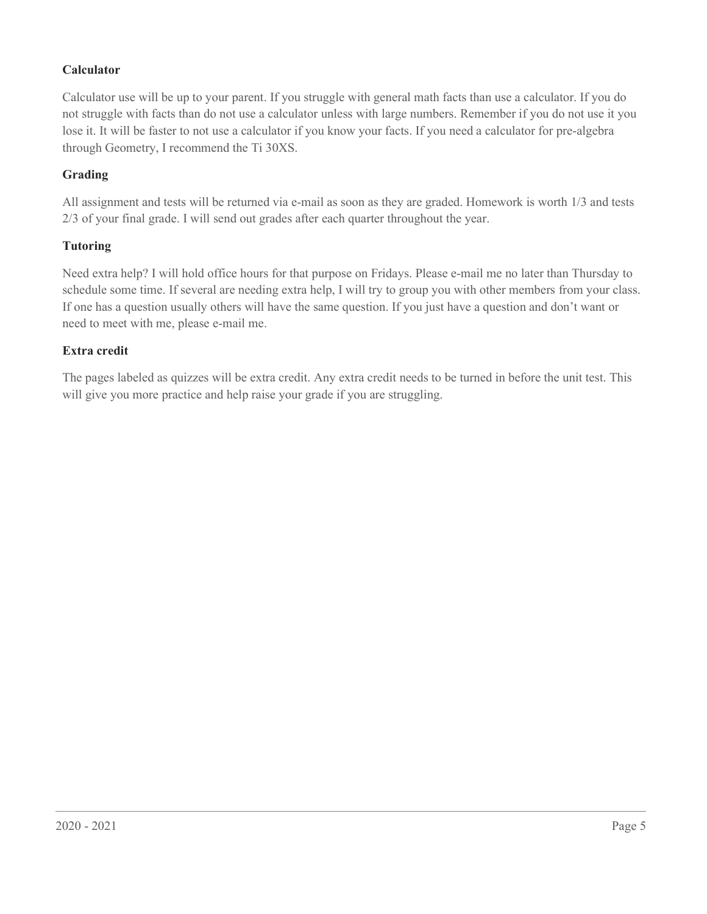**Calculator**

Calculator use will be up to your parent. If you struggle with general math facts than use a calculator. If you do not struggle with facts than do not use a calculator unless with large numbers. Remember if you do not use it you lose it. It will be faster to not use a calculator if you know your facts. If you need a calculator for pre-algebra through Geometry, I recommend the Ti 30XS.

**Grading**

All assignment and tests will be returned via e-mail as soon as they are graded. Homework is worth 1/3 and tests 2/3 of your final grade. I will send out grades after each quarter throughout the year.

**Tutoring**

Need extra help? I will hold office hours for that purpose on Fridays. Please e-mail me no later than Thursday to schedule some time. If several are needing extra help, I will try to group you with other members from your class. If one has a question usually others will have the same question. If you just have a question and don't want or need to meet with me, please e-mail me.

**Extra credit**

The pages labeled as quizzes will be extra credit. Any extra credit needs to be turned in before the unit test. This will give you more practice and help raise your grade if you are struggling.